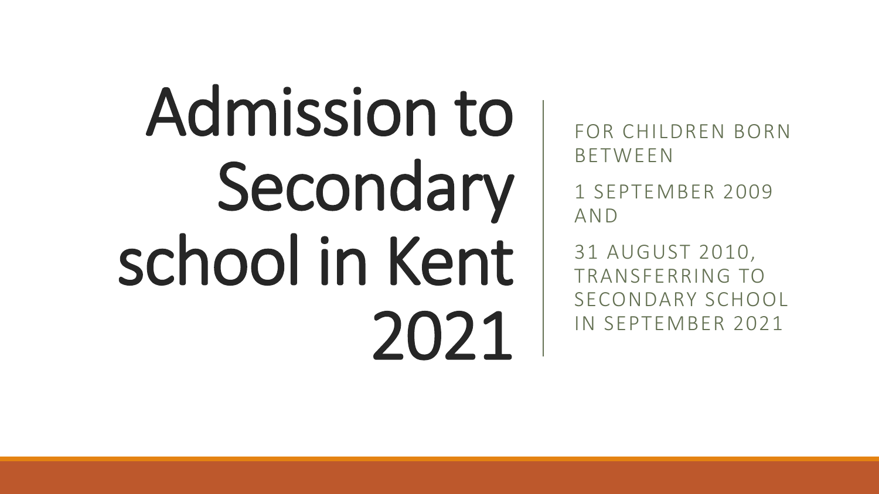# Admission to Secondary school in Kent 2021

FOR CHILDREN BORN BETWEEN

1 SEPTEMBER 2009 AND

31 AUGUST 2010, TRANSFERRING TO SECONDARY SCHOOL IN SEPTEMBER 2021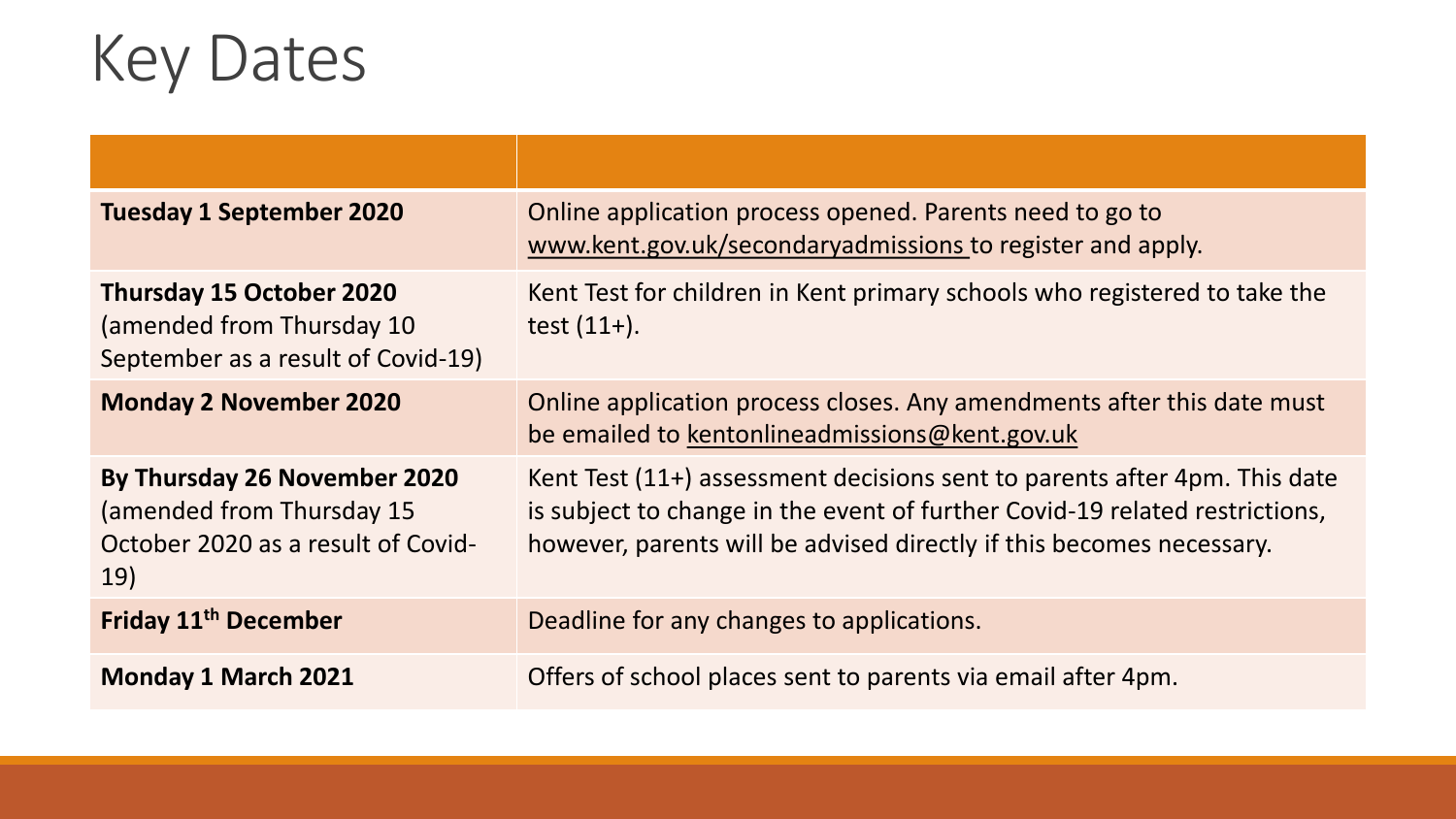# Key Dates

| | |
|---|---|
| **Tuesday 1 September 2020** | Online application process opened. Parents need to go to www.kent.gov.uk/secondaryadmissions to register and apply. |
| **Thursday 15 October 2020** (amended from Thursday 10 September as a result of Covid-19) | Kent Test for children in Kent primary schools who registered to take the test (11+). |
| **Monday 2 November 2020** | Online application process closes. Any amendments after this date must be emailed to kentonlineadmissions@kent.gov.uk |
| **By Thursday 26 November 2020** (amended from Thursday 15 October 2020 as a result of Covid-19) | Kent Test (11+) assessment decisions sent to parents after 4pm. This date is subject to change in the event of further Covid-19 related restrictions, however, parents will be advised directly if this becomes necessary. |
| **Friday 11th December** | Deadline for any changes to applications. |
| **Monday 1 March 2021** | Offers of school places sent to parents via email after 4pm. |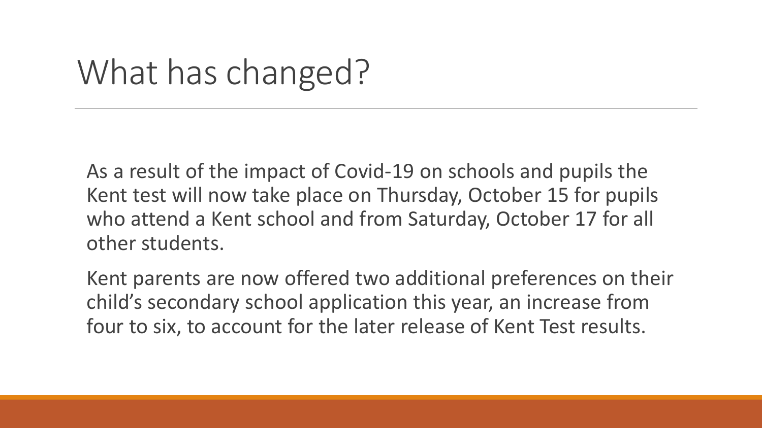# What has changed?

As a result of the impact of Covid-19 on schools and pupils the Kent test will now take place on Thursday, October 15 for pupils who attend a Kent school and from Saturday, October 17 for all other students.

Kent parents are now offered two additional preferences on their child's secondary school application this year, an increase from four to six, to account for the later release of Kent Test results.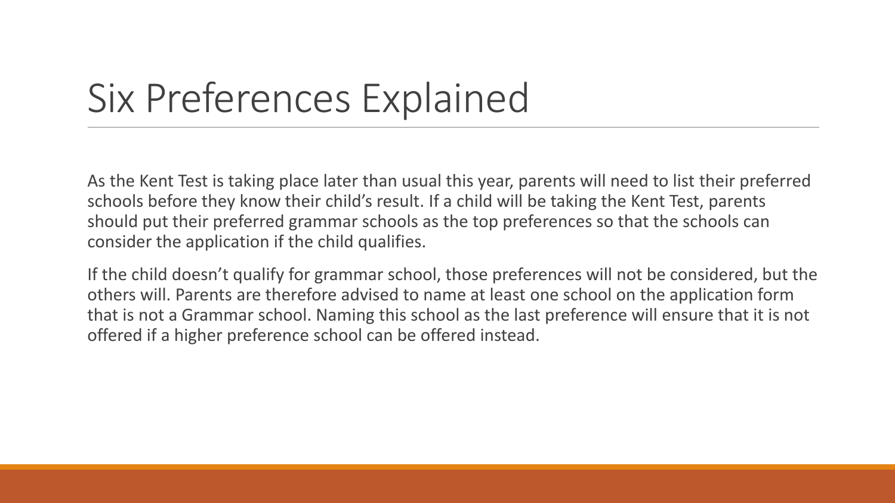# Six Preferences Explained

As the Kent Test is taking place later than usual this year, parents will need to list their preferred schools before they know their child's result. If a child will be taking the Kent Test, parents should put their preferred grammar schools as the top preferences so that the schools can consider the application if the child qualifies.

If the child doesn't qualify for grammar school, those preferences will not be considered, but the others will. Parents are therefore advised to name at least one school on the application form that is not a Grammar school. Naming this school as the last preference will ensure that it is not offered if a higher preference school can be offered instead.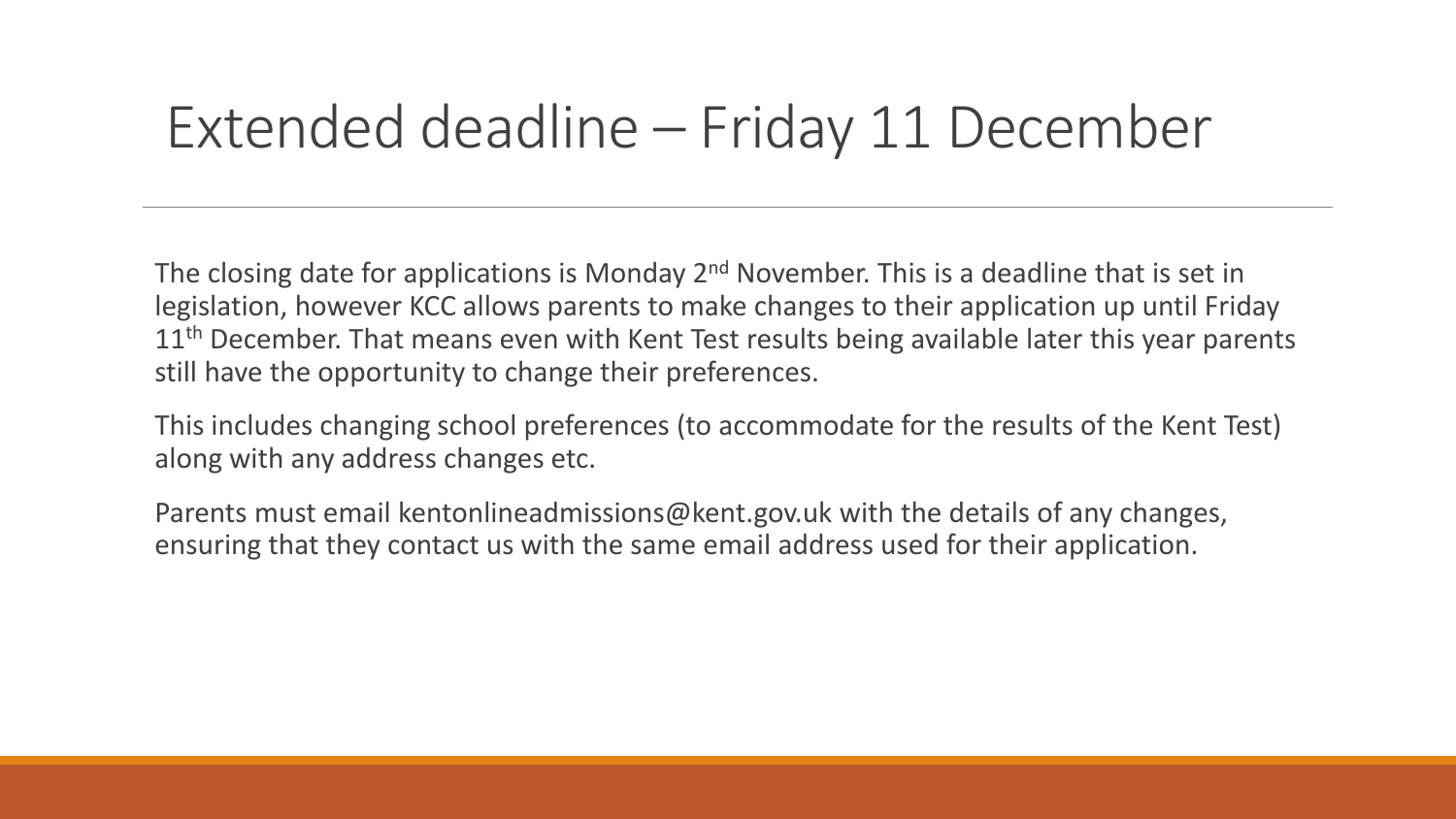# Extended deadline – Friday 11 December

The closing date for applications is Monday 2nd November. This is a deadline that is set in legislation, however KCC allows parents to make changes to their application up until Friday 11th December. That means even with Kent Test results being available later this year parents still have the opportunity to change their preferences.

This includes changing school preferences (to accommodate for the results of the Kent Test) along with any address changes etc.

Parents must email kentonlineadmissions@kent.gov.uk with the details of any changes, ensuring that they contact us with the same email address used for their application.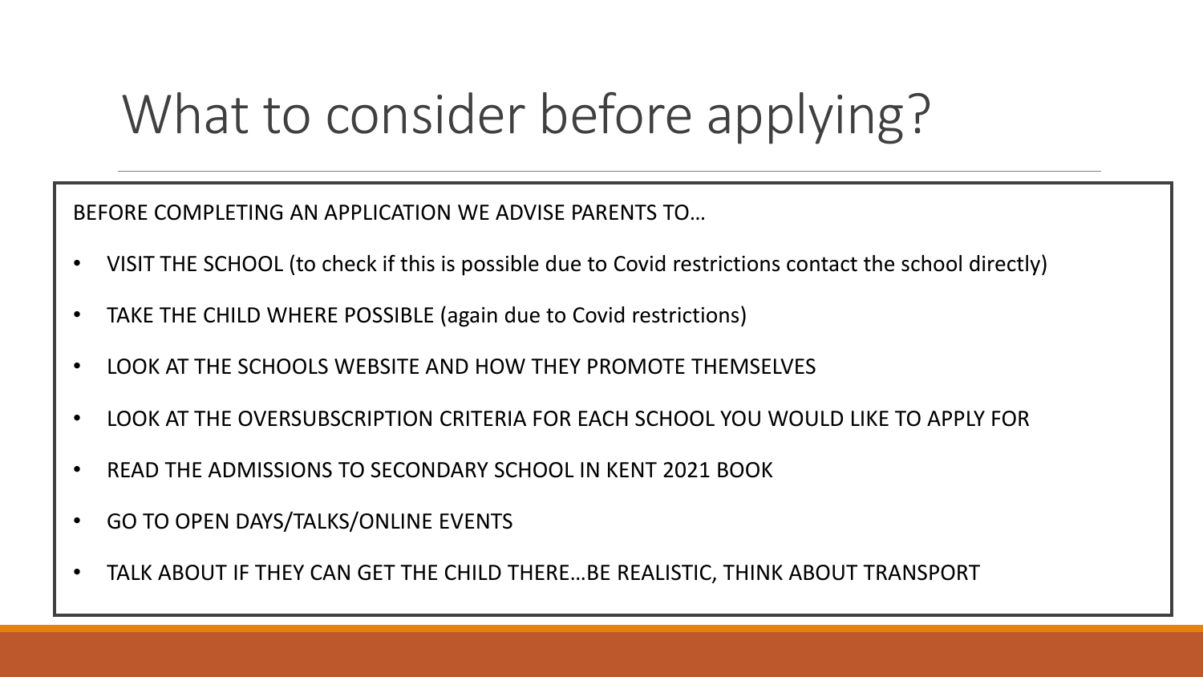# What to consider before applying?

BEFORE COMPLETING AN APPLICATION WE ADVISE PARENTS TO…

- VISIT THE SCHOOL (to check if this is possible due to Covid restrictions contact the school directly)
- TAKE THE CHILD WHERE POSSIBLE (again due to Covid restrictions)
- LOOK AT THE SCHOOLS WEBSITE AND HOW THEY PROMOTE THEMSELVES
- LOOK AT THE OVERSUBSCRIPTION CRITERIA FOR EACH SCHOOL YOU WOULD LIKE TO APPLY FOR
- READ THE ADMISSIONS TO SECONDARY SCHOOL IN KENT 2021 BOOK
- GO TO OPEN DAYS/TALKS/ONLINE EVENTS
- TALK ABOUT IF THEY CAN GET THE CHILD THERE…BE REALISTIC, THINK ABOUT TRANSPORT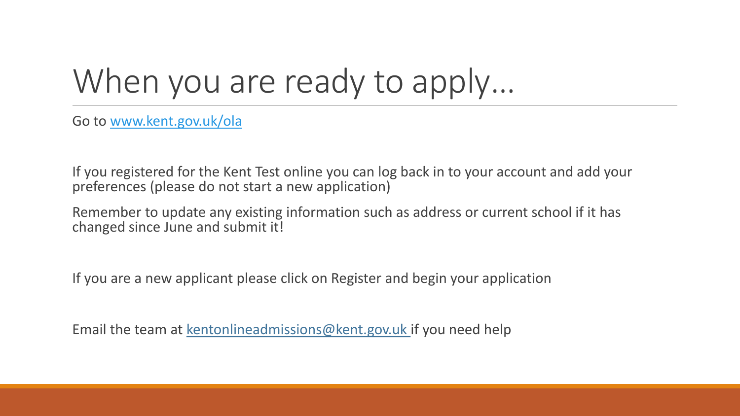# When you are ready to apply…

Go to [www.kent.gov.uk/ola](http://www.kent.gov.uk/ola)

If you registered for the Kent Test online you can log back in to your account and add your preferences (please do not start a new application)

Remember to update any existing information such as address or current school if it has changed since June and submit it!

If you are a new applicant please click on Register and begin your application

Email the team at [kentonlineadmissions@kent.gov.uk](mailto:kentonlineadmissions@kent.gov.uk) if you need help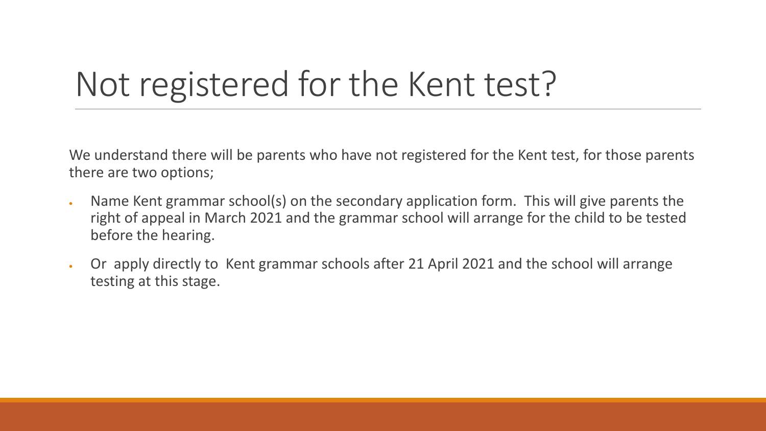# Not registered for the Kent test?

We understand there will be parents who have not registered for the Kent test, for those parents there are two options;

- Name Kent grammar school(s) on the secondary application form. This will give parents the right of appeal in March 2021 and the grammar school will arrange for the child to be tested before the hearing.
- Or apply directly to Kent grammar schools after 21 April 2021 and the school will arrange testing at this stage.